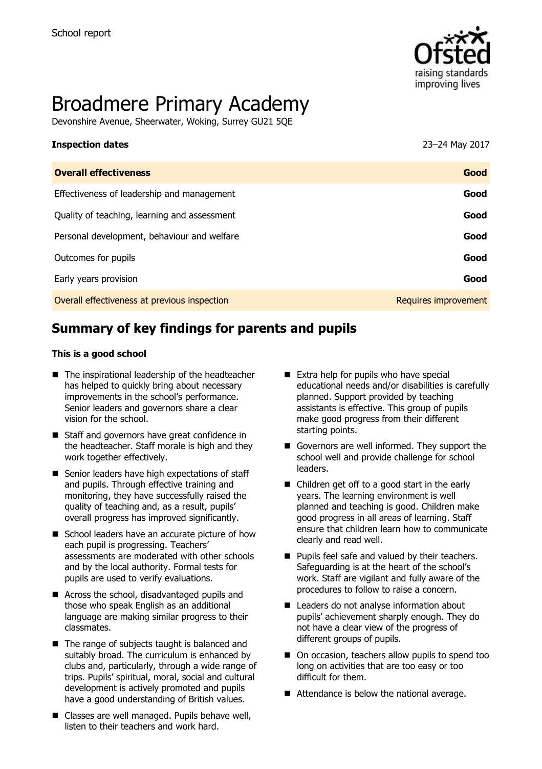School report

# Broadmere Primary Academy

Devonshire Avenue, Sheerwater, Woking, Surrey GU21 5QE

| **Inspection dates** | 23–24 May 2017 |
| --- | --- |
| **Overall effectiveness** | **Good** |
| Effectiveness of leadership and management | **Good** |
| Quality of teaching, learning and assessment | **Good** |
| Personal development, behaviour and welfare | **Good** |
| Outcomes for pupils | **Good** |
| Early years provision | **Good** |
| Overall effectiveness at previous inspection | Requires improvement |

## Summary of key findings for parents and pupils

**This is a good school**

- The inspirational leadership of the headteacher has helped to quickly bring about necessary improvements in the school's performance. Senior leaders and governors share a clear vision for the school.
- Staff and governors have great confidence in the headteacher. Staff morale is high and they work together effectively.
- Senior leaders have high expectations of staff and pupils. Through effective training and monitoring, they have successfully raised the quality of teaching and, as a result, pupils' overall progress has improved significantly.
- School leaders have an accurate picture of how each pupil is progressing. Teachers' assessments are moderated with other schools and by the local authority. Formal tests for pupils are used to verify evaluations.
- Across the school, disadvantaged pupils and those who speak English as an additional language are making similar progress to their classmates.
- The range of subjects taught is balanced and suitably broad. The curriculum is enhanced by clubs and, particularly, through a wide range of trips. Pupils' spiritual, moral, social and cultural development is actively promoted and pupils have a good understanding of British values.
- Classes are well managed. Pupils behave well, listen to their teachers and work hard.
- Extra help for pupils who have special educational needs and/or disabilities is carefully planned. Support provided by teaching assistants is effective. This group of pupils make good progress from their different starting points.
- Governors are well informed. They support the school well and provide challenge for school leaders.
- Children get off to a good start in the early years. The learning environment is well planned and teaching is good. Children make good progress in all areas of learning. Staff ensure that children learn how to communicate clearly and read well.
- Pupils feel safe and valued by their teachers. Safeguarding is at the heart of the school's work. Staff are vigilant and fully aware of the procedures to follow to raise a concern.
- Leaders do not analyse information about pupils' achievement sharply enough. They do not have a clear view of the progress of different groups of pupils.
- On occasion, teachers allow pupils to spend too long on activities that are too easy or too difficult for them.
- Attendance is below the national average.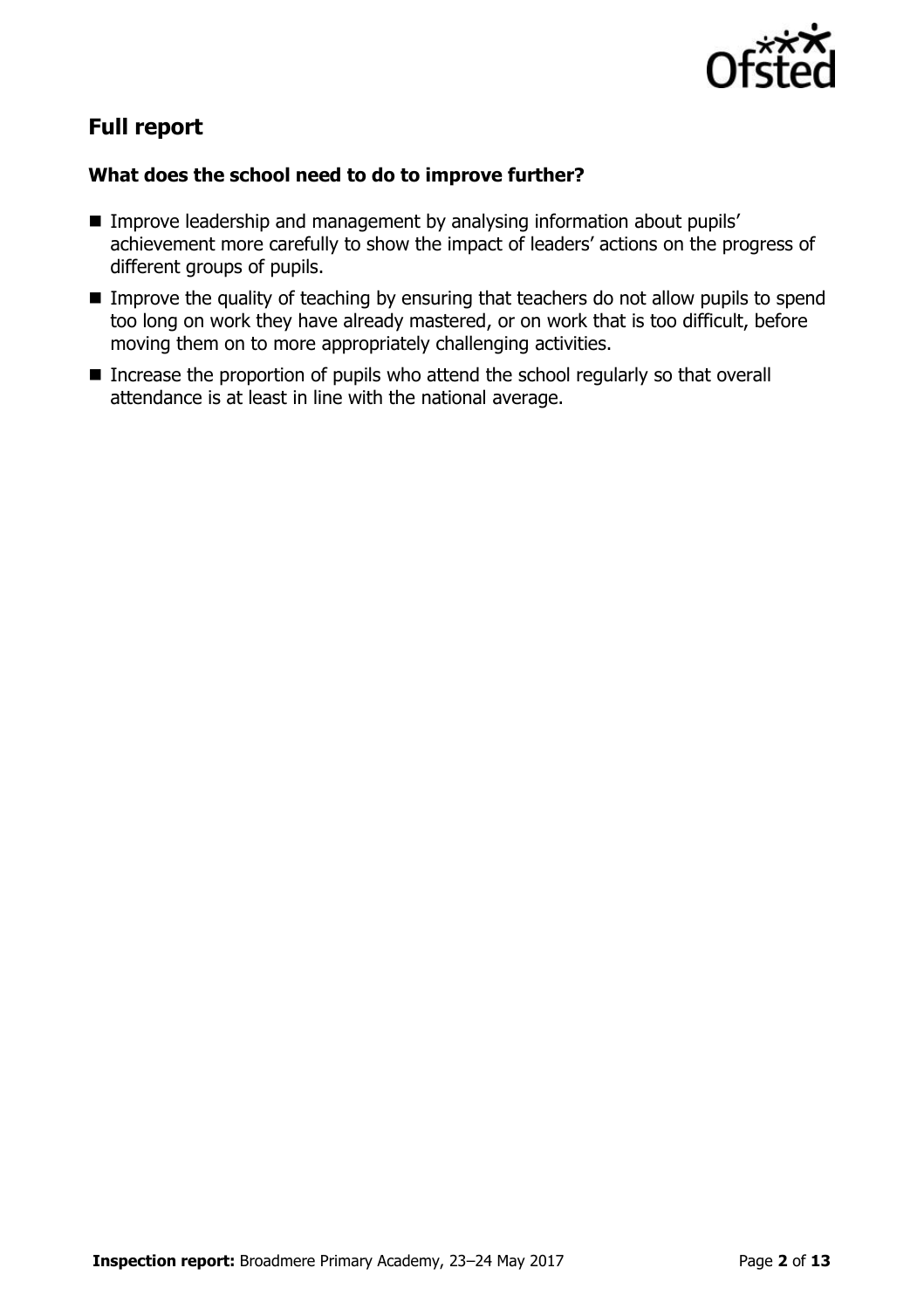## Full report

### What does the school need to do to improve further?

- Improve leadership and management by analysing information about pupils' achievement more carefully to show the impact of leaders' actions on the progress of different groups of pupils.
- Improve the quality of teaching by ensuring that teachers do not allow pupils to spend too long on work they have already mastered, or on work that is too difficult, before moving them on to more appropriately challenging activities.
- Increase the proportion of pupils who attend the school regularly so that overall attendance is at least in line with the national average.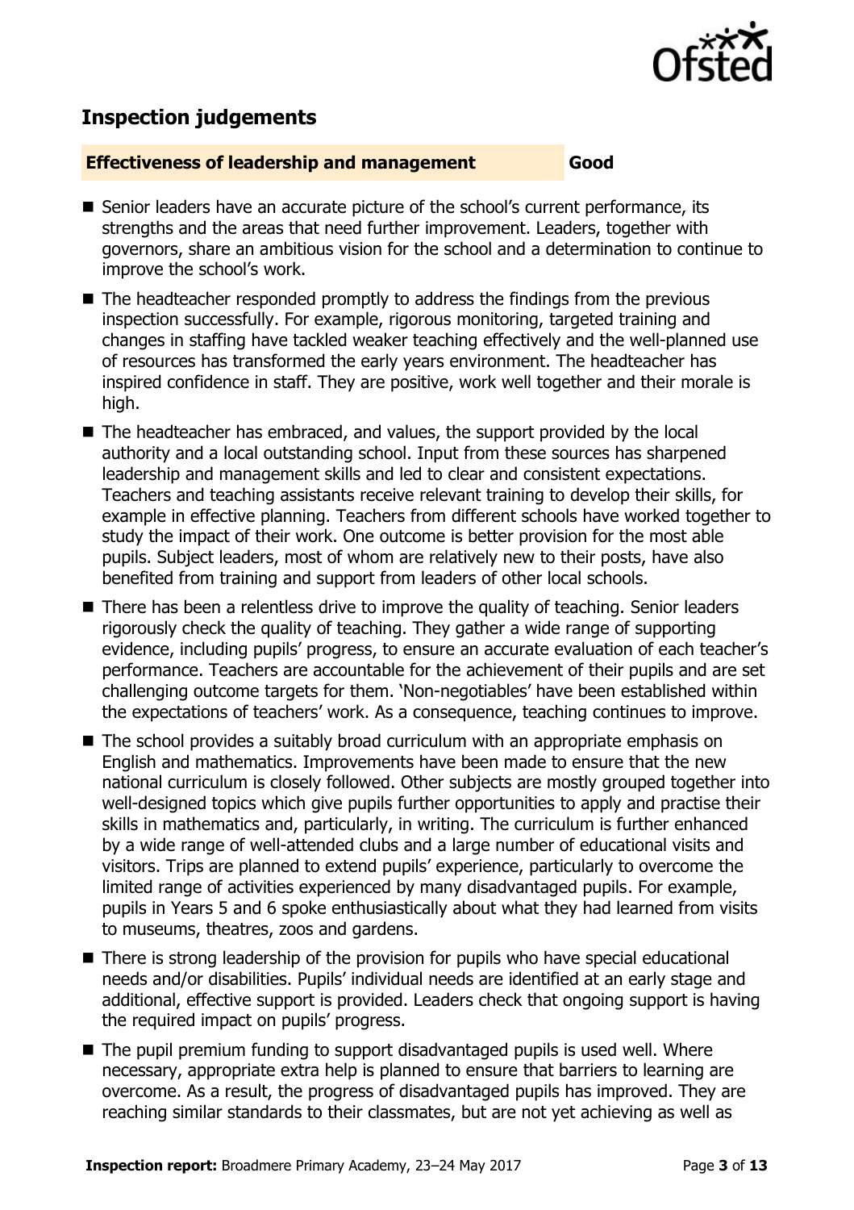## Inspection judgements

| **Effectiveness of leadership and management** | **Good** |
| --- | --- |

- Senior leaders have an accurate picture of the school's current performance, its strengths and the areas that need further improvement. Leaders, together with governors, share an ambitious vision for the school and a determination to continue to improve the school's work.
- The headteacher responded promptly to address the findings from the previous inspection successfully. For example, rigorous monitoring, targeted training and changes in staffing have tackled weaker teaching effectively and the well-planned use of resources has transformed the early years environment. The headteacher has inspired confidence in staff. They are positive, work well together and their morale is high.
- The headteacher has embraced, and values, the support provided by the local authority and a local outstanding school. Input from these sources has sharpened leadership and management skills and led to clear and consistent expectations. Teachers and teaching assistants receive relevant training to develop their skills, for example in effective planning. Teachers from different schools have worked together to study the impact of their work. One outcome is better provision for the most able pupils. Subject leaders, most of whom are relatively new to their posts, have also benefited from training and support from leaders of other local schools.
- There has been a relentless drive to improve the quality of teaching. Senior leaders rigorously check the quality of teaching. They gather a wide range of supporting evidence, including pupils' progress, to ensure an accurate evaluation of each teacher's performance. Teachers are accountable for the achievement of their pupils and are set challenging outcome targets for them. 'Non-negotiables' have been established within the expectations of teachers' work. As a consequence, teaching continues to improve.
- The school provides a suitably broad curriculum with an appropriate emphasis on English and mathematics. Improvements have been made to ensure that the new national curriculum is closely followed. Other subjects are mostly grouped together into well-designed topics which give pupils further opportunities to apply and practise their skills in mathematics and, particularly, in writing. The curriculum is further enhanced by a wide range of well-attended clubs and a large number of educational visits and visitors. Trips are planned to extend pupils' experience, particularly to overcome the limited range of activities experienced by many disadvantaged pupils. For example, pupils in Years 5 and 6 spoke enthusiastically about what they had learned from visits to museums, theatres, zoos and gardens.
- There is strong leadership of the provision for pupils who have special educational needs and/or disabilities. Pupils' individual needs are identified at an early stage and additional, effective support is provided. Leaders check that ongoing support is having the required impact on pupils' progress.
- The pupil premium funding to support disadvantaged pupils is used well. Where necessary, appropriate extra help is planned to ensure that barriers to learning are overcome. As a result, the progress of disadvantaged pupils has improved. They are reaching similar standards to their classmates, but are not yet achieving as well as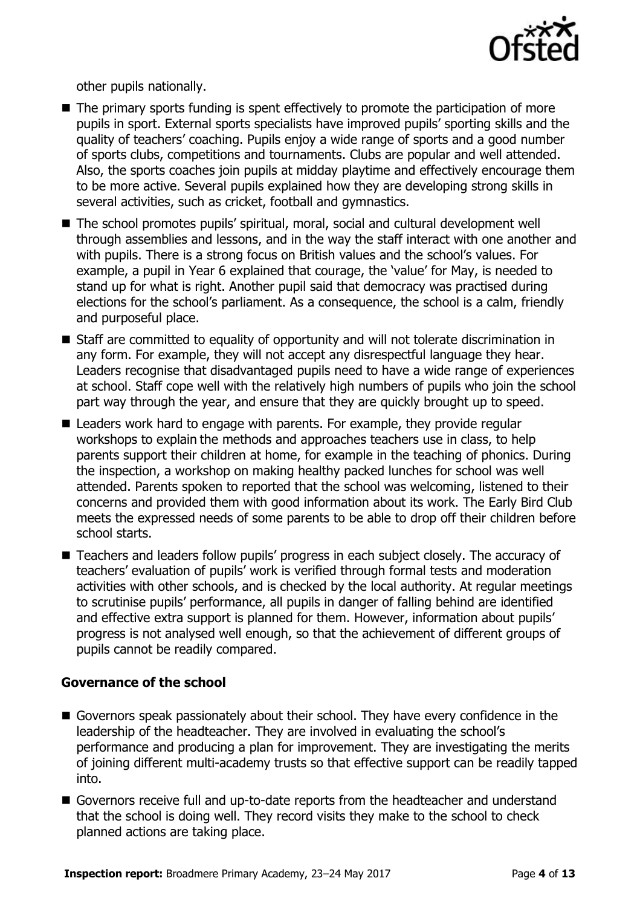other pupils nationally.

- The primary sports funding is spent effectively to promote the participation of more pupils in sport. External sports specialists have improved pupils' sporting skills and the quality of teachers' coaching. Pupils enjoy a wide range of sports and a good number of sports clubs, competitions and tournaments. Clubs are popular and well attended. Also, the sports coaches join pupils at midday playtime and effectively encourage them to be more active. Several pupils explained how they are developing strong skills in several activities, such as cricket, football and gymnastics.
- The school promotes pupils' spiritual, moral, social and cultural development well through assemblies and lessons, and in the way the staff interact with one another and with pupils. There is a strong focus on British values and the school's values. For example, a pupil in Year 6 explained that courage, the 'value' for May, is needed to stand up for what is right. Another pupil said that democracy was practised during elections for the school's parliament. As a consequence, the school is a calm, friendly and purposeful place.
- Staff are committed to equality of opportunity and will not tolerate discrimination in any form. For example, they will not accept any disrespectful language they hear. Leaders recognise that disadvantaged pupils need to have a wide range of experiences at school. Staff cope well with the relatively high numbers of pupils who join the school part way through the year, and ensure that they are quickly brought up to speed.
- Leaders work hard to engage with parents. For example, they provide regular workshops to explain the methods and approaches teachers use in class, to help parents support their children at home, for example in the teaching of phonics. During the inspection, a workshop on making healthy packed lunches for school was well attended. Parents spoken to reported that the school was welcoming, listened to their concerns and provided them with good information about its work. The Early Bird Club meets the expressed needs of some parents to be able to drop off their children before school starts.
- Teachers and leaders follow pupils' progress in each subject closely. The accuracy of teachers' evaluation of pupils' work is verified through formal tests and moderation activities with other schools, and is checked by the local authority. At regular meetings to scrutinise pupils' performance, all pupils in danger of falling behind are identified and effective extra support is planned for them. However, information about pupils' progress is not analysed well enough, so that the achievement of different groups of pupils cannot be readily compared.

### Governance of the school

- Governors speak passionately about their school. They have every confidence in the leadership of the headteacher. They are involved in evaluating the school's performance and producing a plan for improvement. They are investigating the merits of joining different multi-academy trusts so that effective support can be readily tapped into.
- Governors receive full and up-to-date reports from the headteacher and understand that the school is doing well. They record visits they make to the school to check planned actions are taking place.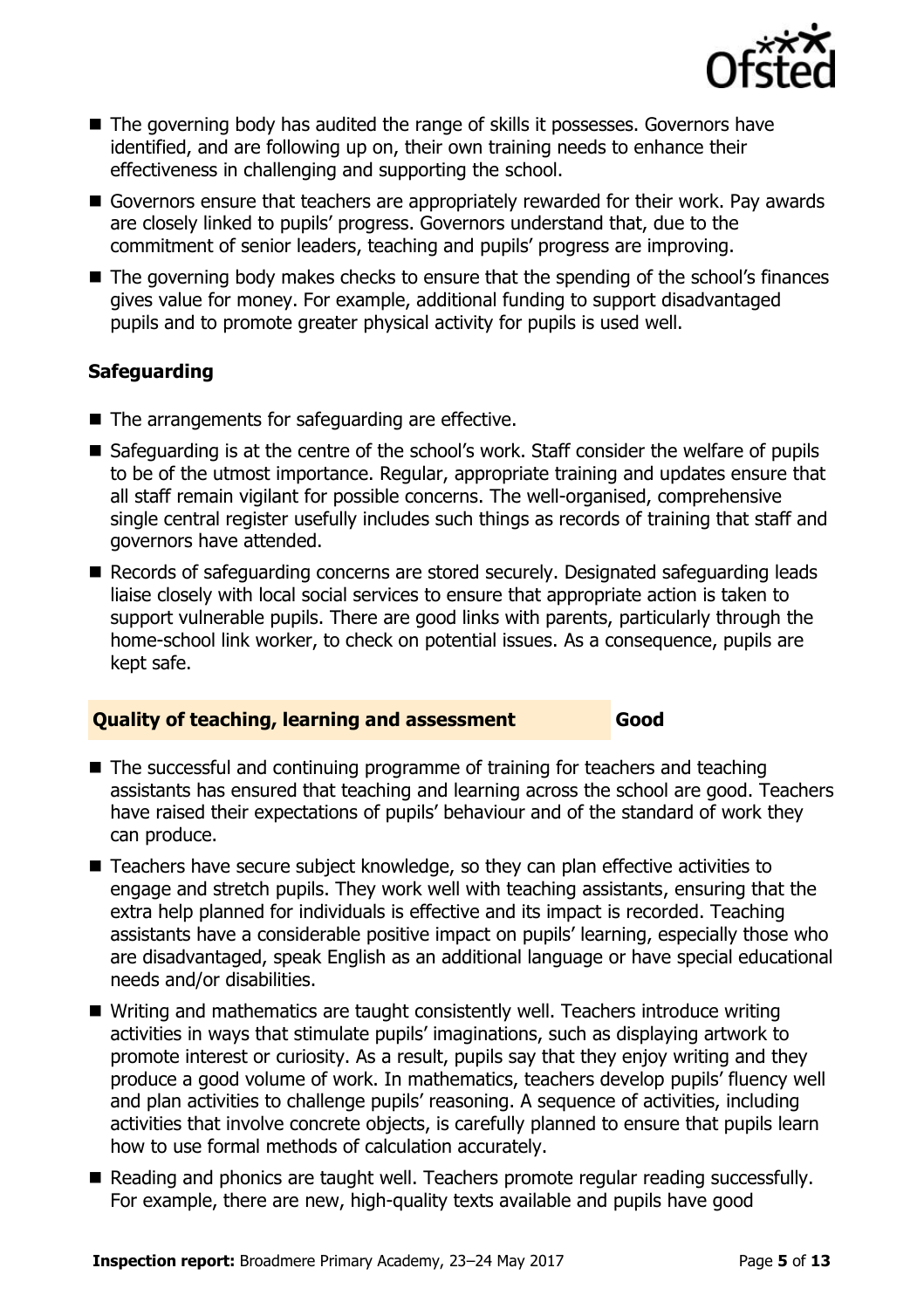- The governing body has audited the range of skills it possesses. Governors have identified, and are following up on, their own training needs to enhance their effectiveness in challenging and supporting the school.
- Governors ensure that teachers are appropriately rewarded for their work. Pay awards are closely linked to pupils' progress. Governors understand that, due to the commitment of senior leaders, teaching and pupils' progress are improving.
- The governing body makes checks to ensure that the spending of the school's finances gives value for money. For example, additional funding to support disadvantaged pupils and to promote greater physical activity for pupils is used well.

### Safeguarding

- The arrangements for safeguarding are effective.
- Safeguarding is at the centre of the school's work. Staff consider the welfare of pupils to be of the utmost importance. Regular, appropriate training and updates ensure that all staff remain vigilant for possible concerns. The well-organised, comprehensive single central register usefully includes such things as records of training that staff and governors have attended.
- Records of safeguarding concerns are stored securely. Designated safeguarding leads liaise closely with local social services to ensure that appropriate action is taken to support vulnerable pupils. There are good links with parents, particularly through the home-school link worker, to check on potential issues. As a consequence, pupils are kept safe.

## Quality of teaching, learning and assessment — Good

- The successful and continuing programme of training for teachers and teaching assistants has ensured that teaching and learning across the school are good. Teachers have raised their expectations of pupils' behaviour and of the standard of work they can produce.
- Teachers have secure subject knowledge, so they can plan effective activities to engage and stretch pupils. They work well with teaching assistants, ensuring that the extra help planned for individuals is effective and its impact is recorded. Teaching assistants have a considerable positive impact on pupils' learning, especially those who are disadvantaged, speak English as an additional language or have special educational needs and/or disabilities.
- Writing and mathematics are taught consistently well. Teachers introduce writing activities in ways that stimulate pupils' imaginations, such as displaying artwork to promote interest or curiosity. As a result, pupils say that they enjoy writing and they produce a good volume of work. In mathematics, teachers develop pupils' fluency well and plan activities to challenge pupils' reasoning. A sequence of activities, including activities that involve concrete objects, is carefully planned to ensure that pupils learn how to use formal methods of calculation accurately.
- Reading and phonics are taught well. Teachers promote regular reading successfully. For example, there are new, high-quality texts available and pupils have good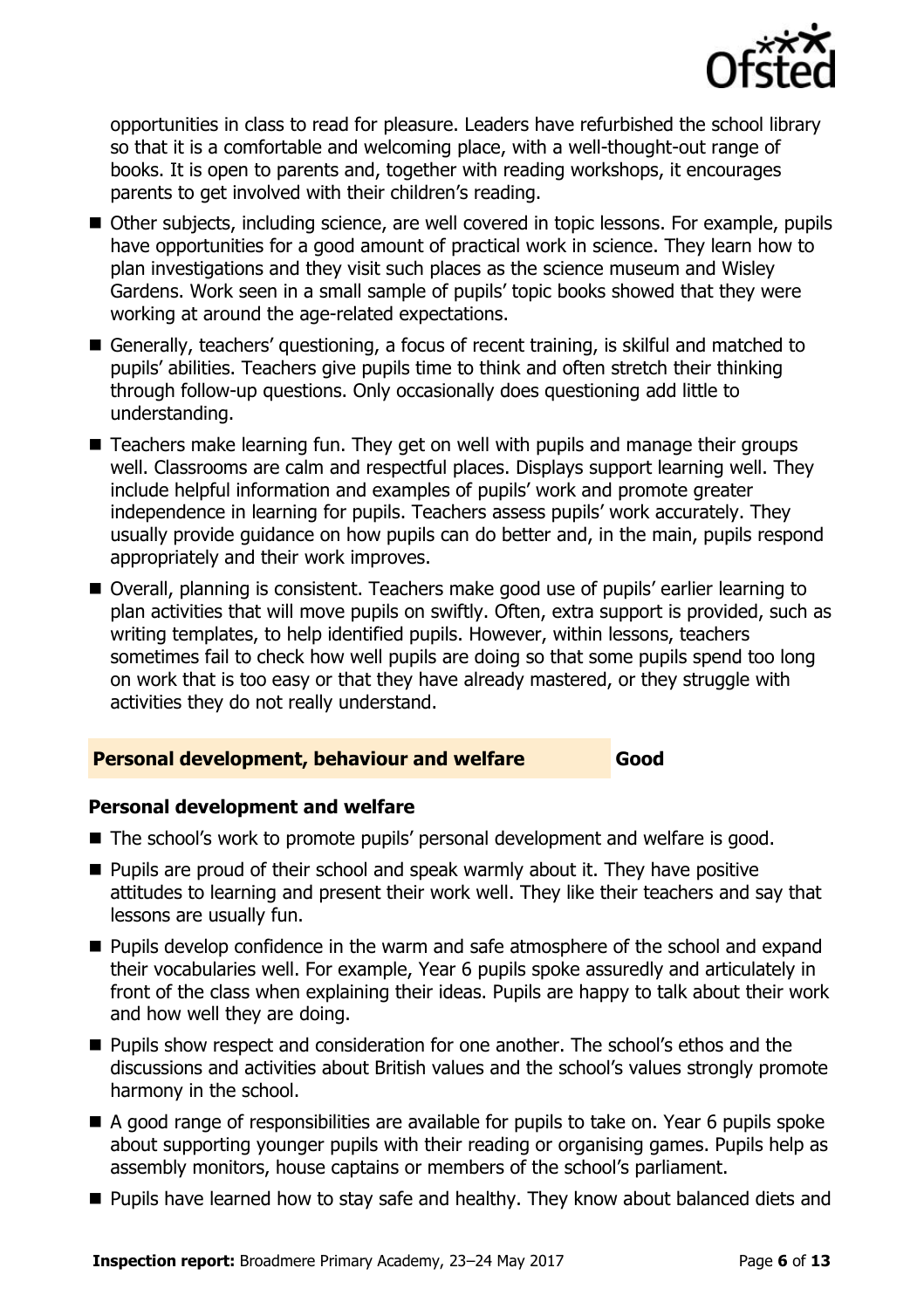opportunities in class to read for pleasure. Leaders have refurbished the school library so that it is a comfortable and welcoming place, with a well-thought-out range of books. It is open to parents and, together with reading workshops, it encourages parents to get involved with their children's reading.

- Other subjects, including science, are well covered in topic lessons. For example, pupils have opportunities for a good amount of practical work in science. They learn how to plan investigations and they visit such places as the science museum and Wisley Gardens. Work seen in a small sample of pupils' topic books showed that they were working at around the age-related expectations.
- Generally, teachers' questioning, a focus of recent training, is skilful and matched to pupils' abilities. Teachers give pupils time to think and often stretch their thinking through follow-up questions. Only occasionally does questioning add little to understanding.
- Teachers make learning fun. They get on well with pupils and manage their groups well. Classrooms are calm and respectful places. Displays support learning well. They include helpful information and examples of pupils' work and promote greater independence in learning for pupils. Teachers assess pupils' work accurately. They usually provide guidance on how pupils can do better and, in the main, pupils respond appropriately and their work improves.
- Overall, planning is consistent. Teachers make good use of pupils' earlier learning to plan activities that will move pupils on swiftly. Often, extra support is provided, such as writing templates, to help identified pupils. However, within lessons, teachers sometimes fail to check how well pupils are doing so that some pupils spend too long on work that is too easy or that they have already mastered, or they struggle with activities they do not really understand.

## Personal development, behaviour and welfare — Good

### Personal development and welfare

- The school's work to promote pupils' personal development and welfare is good.
- Pupils are proud of their school and speak warmly about it. They have positive attitudes to learning and present their work well. They like their teachers and say that lessons are usually fun.
- Pupils develop confidence in the warm and safe atmosphere of the school and expand their vocabularies well. For example, Year 6 pupils spoke assuredly and articulately in front of the class when explaining their ideas. Pupils are happy to talk about their work and how well they are doing.
- Pupils show respect and consideration for one another. The school's ethos and the discussions and activities about British values and the school's values strongly promote harmony in the school.
- A good range of responsibilities are available for pupils to take on. Year 6 pupils spoke about supporting younger pupils with their reading or organising games. Pupils help as assembly monitors, house captains or members of the school's parliament.
- Pupils have learned how to stay safe and healthy. They know about balanced diets and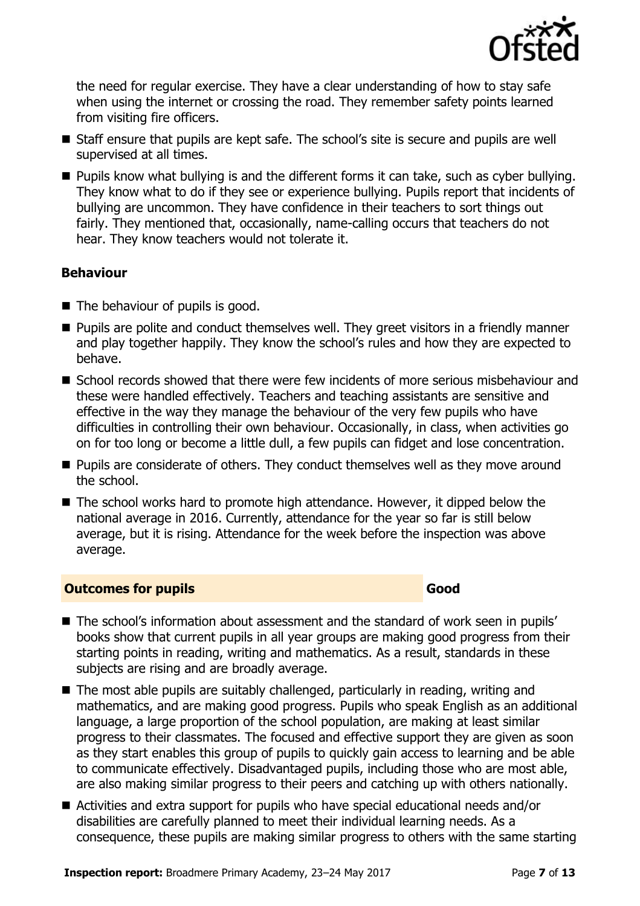the need for regular exercise. They have a clear understanding of how to stay safe when using the internet or crossing the road. They remember safety points learned from visiting fire officers.

- Staff ensure that pupils are kept safe. The school's site is secure and pupils are well supervised at all times.
- Pupils know what bullying is and the different forms it can take, such as cyber bullying. They know what to do if they see or experience bullying. Pupils report that incidents of bullying are uncommon. They have confidence in their teachers to sort things out fairly. They mentioned that, occasionally, name-calling occurs that teachers do not hear. They know teachers would not tolerate it.

### Behaviour

- The behaviour of pupils is good.
- Pupils are polite and conduct themselves well. They greet visitors in a friendly manner and play together happily. They know the school's rules and how they are expected to behave.
- School records showed that there were few incidents of more serious misbehaviour and these were handled effectively. Teachers and teaching assistants are sensitive and effective in the way they manage the behaviour of the very few pupils who have difficulties in controlling their own behaviour. Occasionally, in class, when activities go on for too long or become a little dull, a few pupils can fidget and lose concentration.
- Pupils are considerate of others. They conduct themselves well as they move around the school.
- The school works hard to promote high attendance. However, it dipped below the national average in 2016. Currently, attendance for the year so far is still below average, but it is rising. Attendance for the week before the inspection was above average.

## Outcomes for pupils — Good

- The school's information about assessment and the standard of work seen in pupils' books show that current pupils in all year groups are making good progress from their starting points in reading, writing and mathematics. As a result, standards in these subjects are rising and are broadly average.
- The most able pupils are suitably challenged, particularly in reading, writing and mathematics, and are making good progress. Pupils who speak English as an additional language, a large proportion of the school population, are making at least similar progress to their classmates. The focused and effective support they are given as soon as they start enables this group of pupils to quickly gain access to learning and be able to communicate effectively. Disadvantaged pupils, including those who are most able, are also making similar progress to their peers and catching up with others nationally.
- Activities and extra support for pupils who have special educational needs and/or disabilities are carefully planned to meet their individual learning needs. As a consequence, these pupils are making similar progress to others with the same starting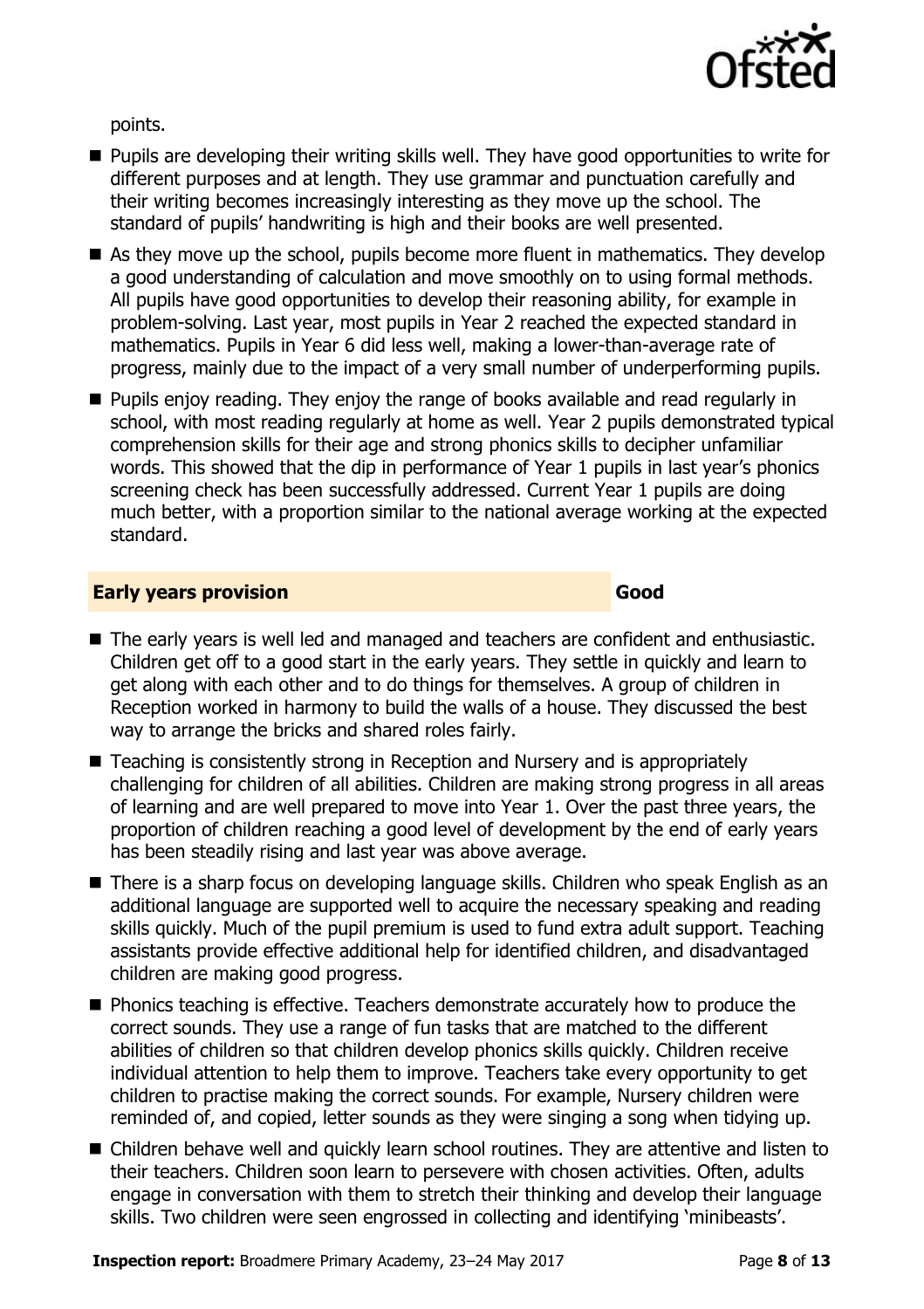points.

- Pupils are developing their writing skills well. They have good opportunities to write for different purposes and at length. They use grammar and punctuation carefully and their writing becomes increasingly interesting as they move up the school. The standard of pupils' handwriting is high and their books are well presented.
- As they move up the school, pupils become more fluent in mathematics. They develop a good understanding of calculation and move smoothly on to using formal methods. All pupils have good opportunities to develop their reasoning ability, for example in problem-solving. Last year, most pupils in Year 2 reached the expected standard in mathematics. Pupils in Year 6 did less well, making a lower-than-average rate of progress, mainly due to the impact of a very small number of underperforming pupils.
- Pupils enjoy reading. They enjoy the range of books available and read regularly in school, with most reading regularly at home as well. Year 2 pupils demonstrated typical comprehension skills for their age and strong phonics skills to decipher unfamiliar words. This showed that the dip in performance of Year 1 pupils in last year's phonics screening check has been successfully addressed. Current Year 1 pupils are doing much better, with a proportion similar to the national average working at the expected standard.

## Early years provision — Good

- The early years is well led and managed and teachers are confident and enthusiastic. Children get off to a good start in the early years. They settle in quickly and learn to get along with each other and to do things for themselves. A group of children in Reception worked in harmony to build the walls of a house. They discussed the best way to arrange the bricks and shared roles fairly.
- Teaching is consistently strong in Reception and Nursery and is appropriately challenging for children of all abilities. Children are making strong progress in all areas of learning and are well prepared to move into Year 1. Over the past three years, the proportion of children reaching a good level of development by the end of early years has been steadily rising and last year was above average.
- There is a sharp focus on developing language skills. Children who speak English as an additional language are supported well to acquire the necessary speaking and reading skills quickly. Much of the pupil premium is used to fund extra adult support. Teaching assistants provide effective additional help for identified children, and disadvantaged children are making good progress.
- Phonics teaching is effective. Teachers demonstrate accurately how to produce the correct sounds. They use a range of fun tasks that are matched to the different abilities of children so that children develop phonics skills quickly. Children receive individual attention to help them to improve. Teachers take every opportunity to get children to practise making the correct sounds. For example, Nursery children were reminded of, and copied, letter sounds as they were singing a song when tidying up.
- Children behave well and quickly learn school routines. They are attentive and listen to their teachers. Children soon learn to persevere with chosen activities. Often, adults engage in conversation with them to stretch their thinking and develop their language skills. Two children were seen engrossed in collecting and identifying 'minibeasts'.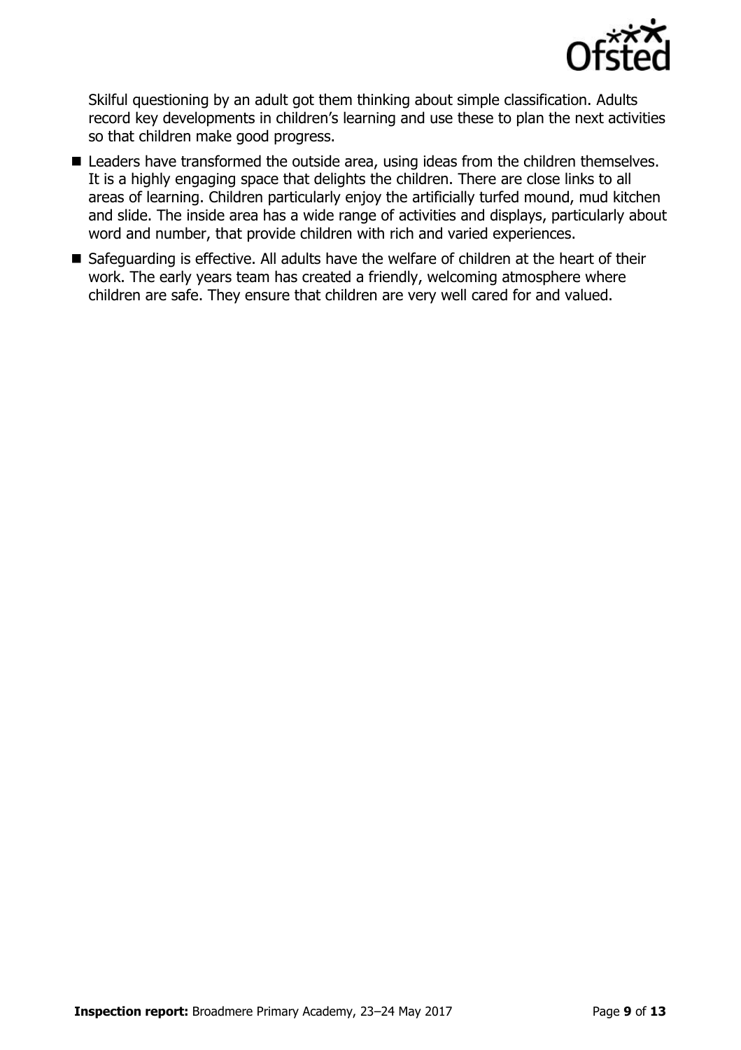Skilful questioning by an adult got them thinking about simple classification. Adults record key developments in children's learning and use these to plan the next activities so that children make good progress.

- Leaders have transformed the outside area, using ideas from the children themselves. It is a highly engaging space that delights the children. There are close links to all areas of learning. Children particularly enjoy the artificially turfed mound, mud kitchen and slide. The inside area has a wide range of activities and displays, particularly about word and number, that provide children with rich and varied experiences.
- Safeguarding is effective. All adults have the welfare of children at the heart of their work. The early years team has created a friendly, welcoming atmosphere where children are safe. They ensure that children are very well cared for and valued.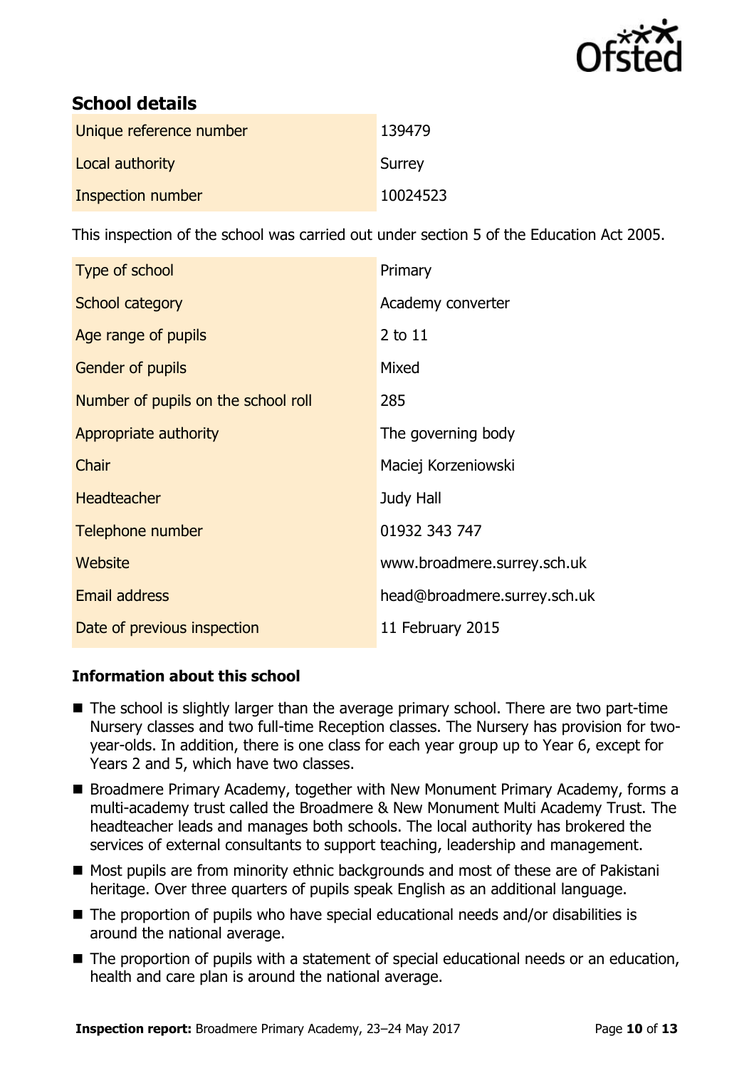## School details

| | |
|---|---|
| Unique reference number | 139479 |
| Local authority | Surrey |
| Inspection number | 10024523 |

This inspection of the school was carried out under section 5 of the Education Act 2005.

| | |
|---|---|
| Type of school | Primary |
| School category | Academy converter |
| Age range of pupils | 2 to 11 |
| Gender of pupils | Mixed |
| Number of pupils on the school roll | 285 |
| Appropriate authority | The governing body |
| Chair | Maciej Korzeniowski |
| Headteacher | Judy Hall |
| Telephone number | 01932 343 747 |
| Website | www.broadmere.surrey.sch.uk |
| Email address | head@broadmere.surrey.sch.uk |
| Date of previous inspection | 11 February 2015 |

### Information about this school

- The school is slightly larger than the average primary school. There are two part-time Nursery classes and two full-time Reception classes. The Nursery has provision for two-year-olds. In addition, there is one class for each year group up to Year 6, except for Years 2 and 5, which have two classes.
- Broadmere Primary Academy, together with New Monument Primary Academy, forms a multi-academy trust called the Broadmere & New Monument Multi Academy Trust. The headteacher leads and manages both schools. The local authority has brokered the services of external consultants to support teaching, leadership and management.
- Most pupils are from minority ethnic backgrounds and most of these are of Pakistani heritage. Over three quarters of pupils speak English as an additional language.
- The proportion of pupils who have special educational needs and/or disabilities is around the national average.
- The proportion of pupils with a statement of special educational needs or an education, health and care plan is around the national average.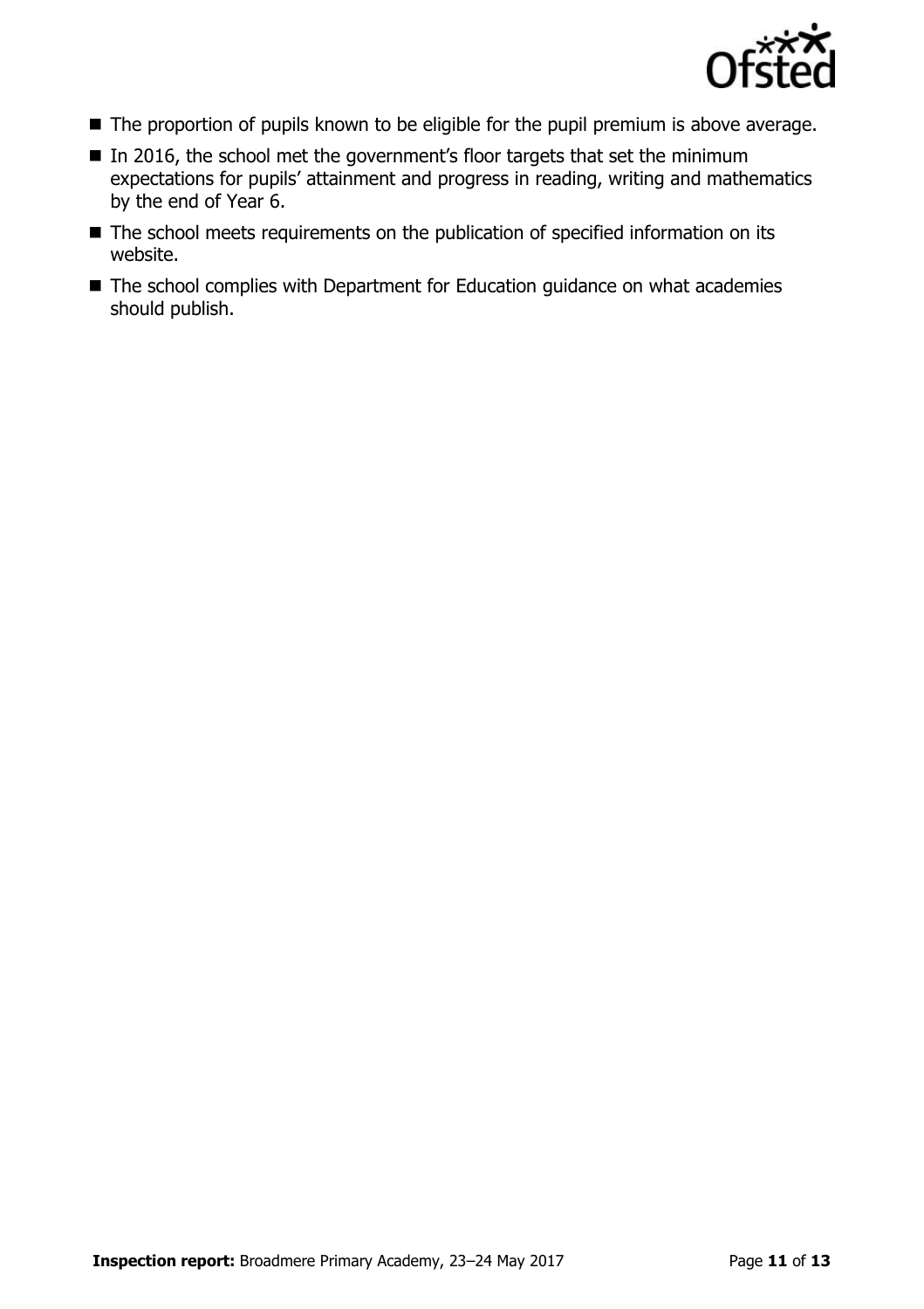- The proportion of pupils known to be eligible for the pupil premium is above average.
- In 2016, the school met the government's floor targets that set the minimum expectations for pupils' attainment and progress in reading, writing and mathematics by the end of Year 6.
- The school meets requirements on the publication of specified information on its website.
- The school complies with Department for Education guidance on what academies should publish.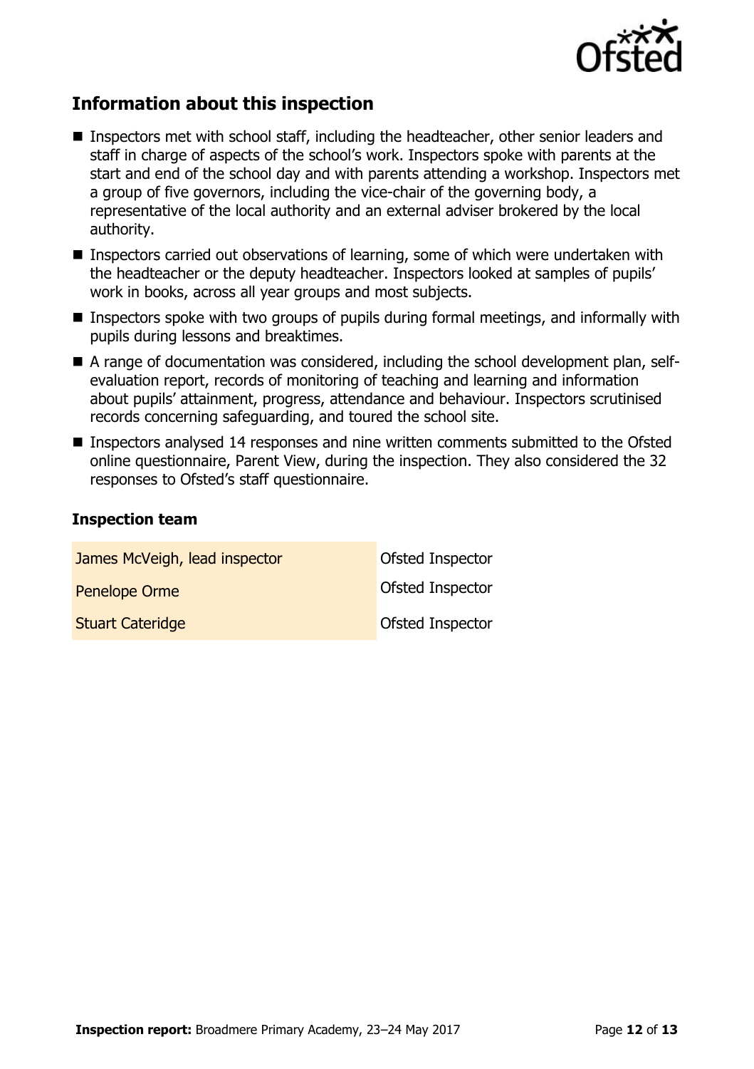## Information about this inspection

- Inspectors met with school staff, including the headteacher, other senior leaders and staff in charge of aspects of the school's work. Inspectors spoke with parents at the start and end of the school day and with parents attending a workshop. Inspectors met a group of five governors, including the vice-chair of the governing body, a representative of the local authority and an external adviser brokered by the local authority.
- Inspectors carried out observations of learning, some of which were undertaken with the headteacher or the deputy headteacher. Inspectors looked at samples of pupils' work in books, across all year groups and most subjects.
- Inspectors spoke with two groups of pupils during formal meetings, and informally with pupils during lessons and breaktimes.
- A range of documentation was considered, including the school development plan, self-evaluation report, records of monitoring of teaching and learning and information about pupils' attainment, progress, attendance and behaviour. Inspectors scrutinised records concerning safeguarding, and toured the school site.
- Inspectors analysed 14 responses and nine written comments submitted to the Ofsted online questionnaire, Parent View, during the inspection. They also considered the 32 responses to Ofsted's staff questionnaire.

### Inspection team

| | |
|---|---|
| James McVeigh, lead inspector | Ofsted Inspector |
| Penelope Orme | Ofsted Inspector |
| Stuart Cateridge | Ofsted Inspector |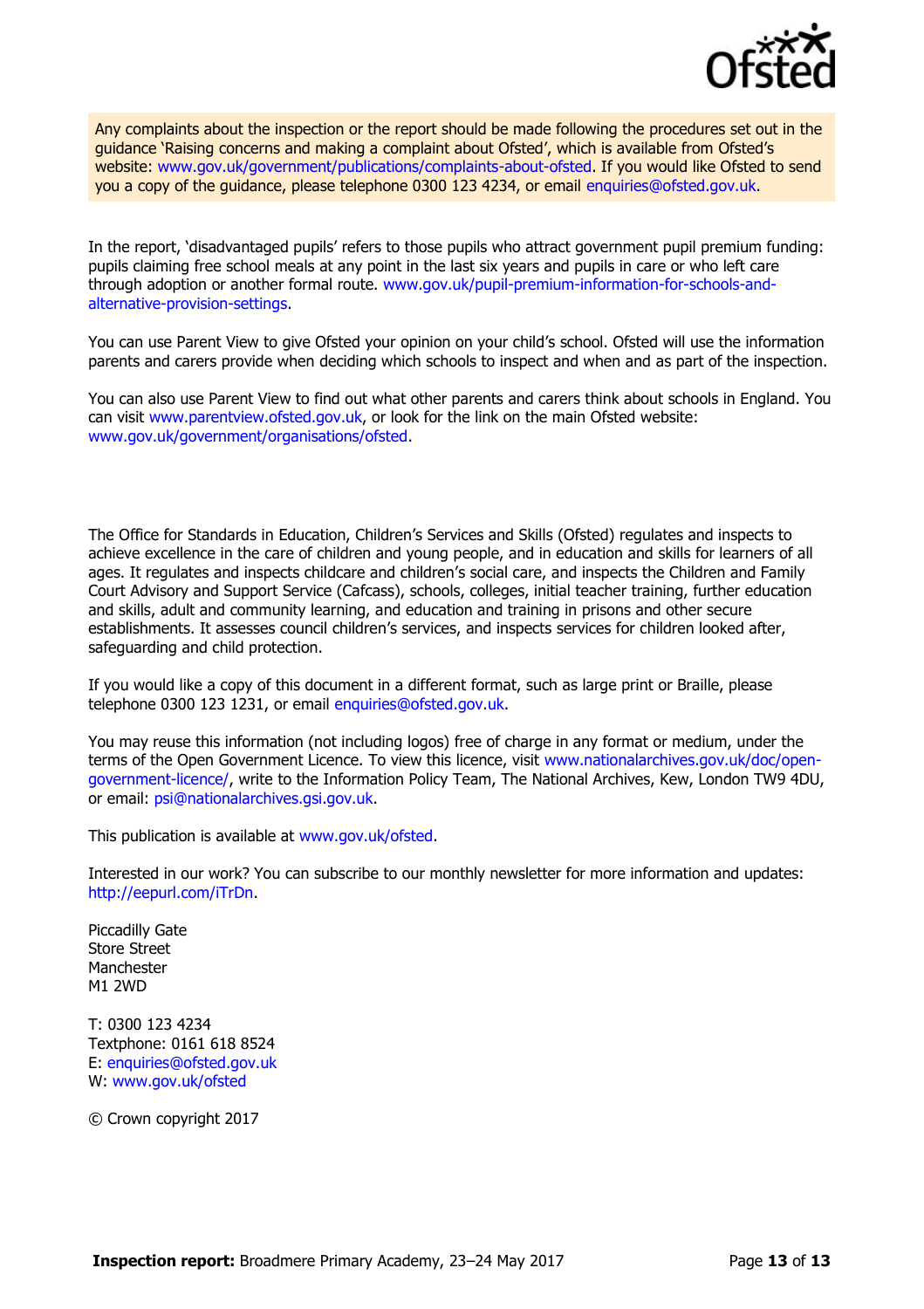Any complaints about the inspection or the report should be made following the procedures set out in the guidance 'Raising concerns and making a complaint about Ofsted', which is available from Ofsted's website: www.gov.uk/government/publications/complaints-about-ofsted. If you would like Ofsted to send you a copy of the guidance, please telephone 0300 123 4234, or email enquiries@ofsted.gov.uk.

In the report, 'disadvantaged pupils' refers to those pupils who attract government pupil premium funding: pupils claiming free school meals at any point in the last six years and pupils in care or who left care through adoption or another formal route. www.gov.uk/pupil-premium-information-for-schools-and-alternative-provision-settings.

You can use Parent View to give Ofsted your opinion on your child's school. Ofsted will use the information parents and carers provide when deciding which schools to inspect and when and as part of the inspection.

You can also use Parent View to find out what other parents and carers think about schools in England. You can visit www.parentview.ofsted.gov.uk, or look for the link on the main Ofsted website: www.gov.uk/government/organisations/ofsted.

The Office for Standards in Education, Children's Services and Skills (Ofsted) regulates and inspects to achieve excellence in the care of children and young people, and in education and skills for learners of all ages. It regulates and inspects childcare and children's social care, and inspects the Children and Family Court Advisory and Support Service (Cafcass), schools, colleges, initial teacher training, further education and skills, adult and community learning, and education and training in prisons and other secure establishments. It assesses council children's services, and inspects services for children looked after, safeguarding and child protection.

If you would like a copy of this document in a different format, such as large print or Braille, please telephone 0300 123 1231, or email enquiries@ofsted.gov.uk.

You may reuse this information (not including logos) free of charge in any format or medium, under the terms of the Open Government Licence. To view this licence, visit www.nationalarchives.gov.uk/doc/open-government-licence/, write to the Information Policy Team, The National Archives, Kew, London TW9 4DU, or email: psi@nationalarchives.gsi.gov.uk.

This publication is available at www.gov.uk/ofsted.

Interested in our work? You can subscribe to our monthly newsletter for more information and updates: http://eepurl.com/iTrDn.

Piccadilly Gate
Store Street
Manchester
M1 2WD

T: 0300 123 4234
Textphone: 0161 618 8524
E: enquiries@ofsted.gov.uk
W: www.gov.uk/ofsted

© Crown copyright 2017